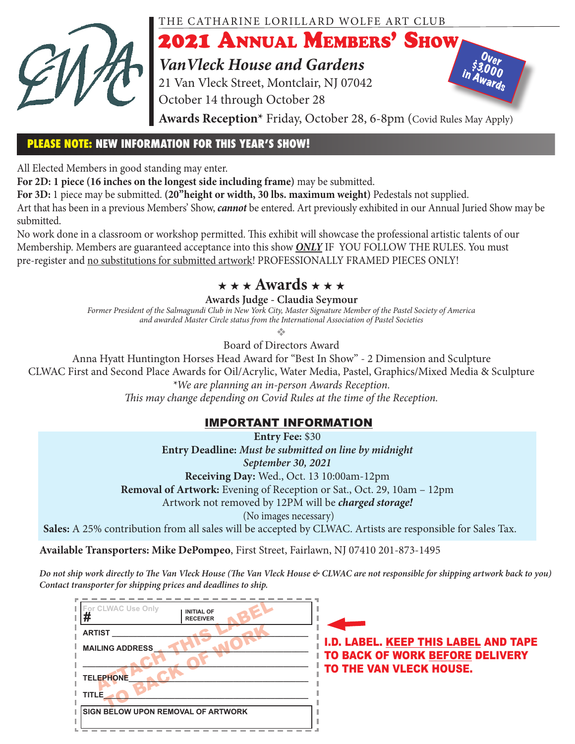THE CATHARINE LORILLARD WOLFE ART CLUB

# 2021 Annual Members' Show

## *VanVleck House and Gardens*

21 Van Vleck Street, Montclair, NJ 07042

October 14 through October 28

**Awards Reception*** Friday, October 28, 6-8pm (Covid Rules May Apply)

Over $3,000 in Awards

**PLEASE NOTE: NEW INFORMATION FOR THIS YEAR'S SHOW!**

All Elected Members in good standing may enter.

**For 2D: 1 piece (16 inches on the longest side including frame)** may be submitted.

**For 3D:** 1 piece may be submitted. **(20"height or width, 30 lbs. maximum weight)** Pedestals not supplied.

Art that has been in a previous Members' Show, ***cannot*** be entered. Art previously exhibited in our Annual Juried Show may be submitted.

No work done in a classroom or workshop permitted. This exhibit will showcase the professional artistic talents of our Membership. Members are guaranteed acceptance into this show ***ONLY*** IF YOU FOLLOW THE RULES. You must pre-register and no substitutions for submitted artwork! PROFESSIONALLY FRAMED PIECES ONLY!

## ★ ★ ★ Awards ★ ★ ★

**Awards Judge - Claudia Seymour**

*Former President of the Salmagundi Club in New York City, Master Signature Member of the Pastel Society of America and awarded Master Circle status from the International Association of Pastel Societies*

Board of Directors Award

Anna Hyatt Huntington Horses Head Award for "Best In Show" - 2 Dimension and Sculpture

CLWAC First and Second Place Awards for Oil/Acrylic, Water Media, Pastel, Graphics/Mixed Media & Sculpture

*\*We are planning an in-person Awards Reception.*

*This may change depending on Covid Rules at the time of the Reception.*

## IMPORTANT INFORMATION

**Entry Fee:** $30

**Entry Deadline:** ***Must be submitted on line by midnight September 30, 2021***

**Receiving Day:** Wed., Oct. 13 10:00am-12pm

**Removal of Artwork:** Evening of Reception or Sat., Oct. 29, 10am – 12pm

Artwork not removed by 12PM will be ***charged storage!***

(No images necessary)

**Sales:** A 25% contribution from all sales will be accepted by CLWAC. Artists are responsible for Sales Tax.

**Available Transporters: Mike DePompeo**, First Street, Fairlawn, NJ 07410 201-873-1495

***Do not ship work directly to The Van Vleck House (The Van Vleck House & CLWAC are not responsible for shipping artwork back to you) Contact transporter for shipping prices and deadlines to ship.***

For CLWAC Use Only #

INITIAL OF RECEIVER

ARTIST ______________________________

MAILING ADDRESS ______________________________

______________________________

TELEPHONE ______________________________

TITLE ______________________________

SIGN BELOW UPON REMOVAL OF ARTWORK

ATTACH THIS LABEL TO BACK OF WORK

**I.D. LABEL. KEEP THIS LABEL AND TAPE TO BACK OF WORK BEFORE DELIVERY TO THE VAN VLECK HOUSE.**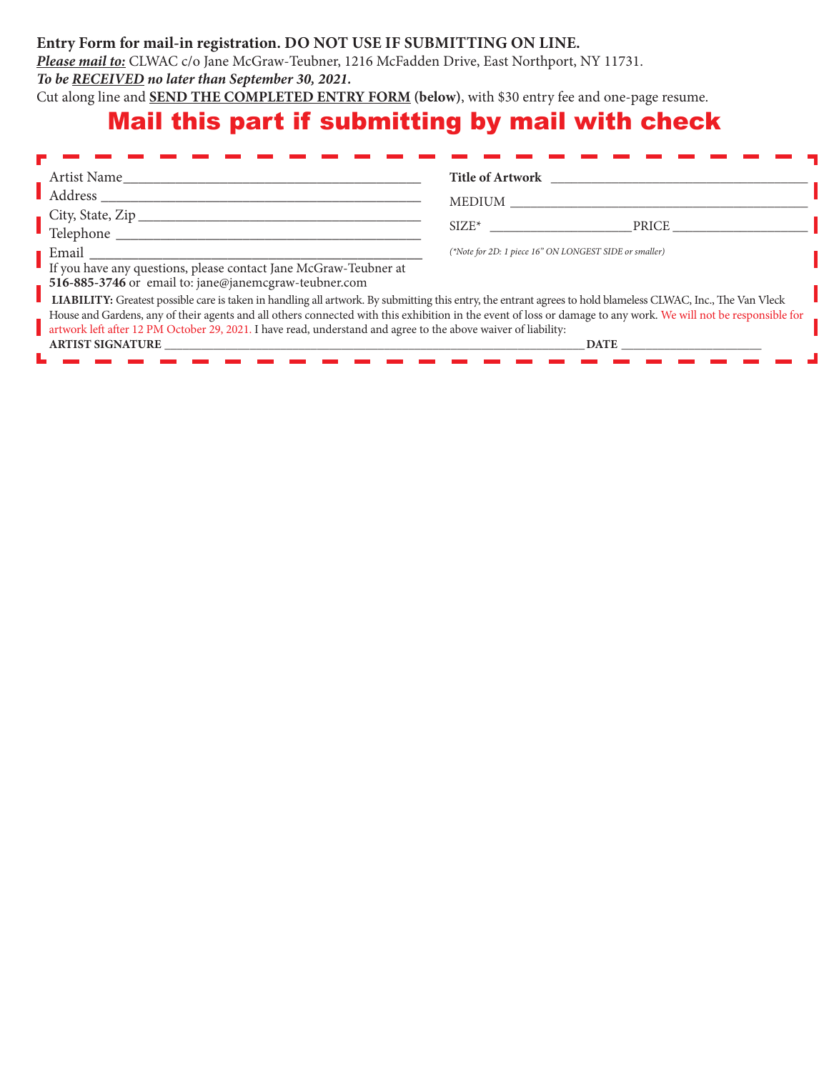**Entry Form for mail-in registration. DO NOT USE IF SUBMITTING ON LINE.**

***Please mail to:*** CLWAC c/o Jane McGraw-Teubner, 1216 McFadden Drive, East Northport, NY 11731.

***To be RECEIVED no later than September 30, 2021.***

Cut along line and **SEND THE COMPLETED ENTRY FORM (below)**, with $30 entry fee and one-page resume.

## Mail this part if submitting by mail with check

Artist Name___________________________________________

Address ______________________________________________

City, State, Zip _________________________________________

Telephone ____________________________________________

Email ________________________________________________

**Title of Artwork** ______________________________________

MEDIUM _____________________________________________

SIZE* ______________________PRICE ____________________

*(*Note for 2D: 1 piece 16" ON LONGEST SIDE or smaller)*

If you have any questions, please contact Jane McGraw-Teubner at **516-885-3746** or email to: jane@janemcgraw-teubner.com

**LIABILITY:** Greatest possible care is taken in handling all artwork. By submitting this entry, the entrant agrees to hold blameless CLWAC, Inc., The Van Vleck House and Gardens, any of their agents and all others connected with this exhibition in the event of loss or damage to any work. We will not be responsible for artwork left after 12 PM October 29, 2021. I have read, understand and agree to the above waiver of liability:

**ARTIST SIGNATURE** ______________________________________________________________ **DATE** ____________________